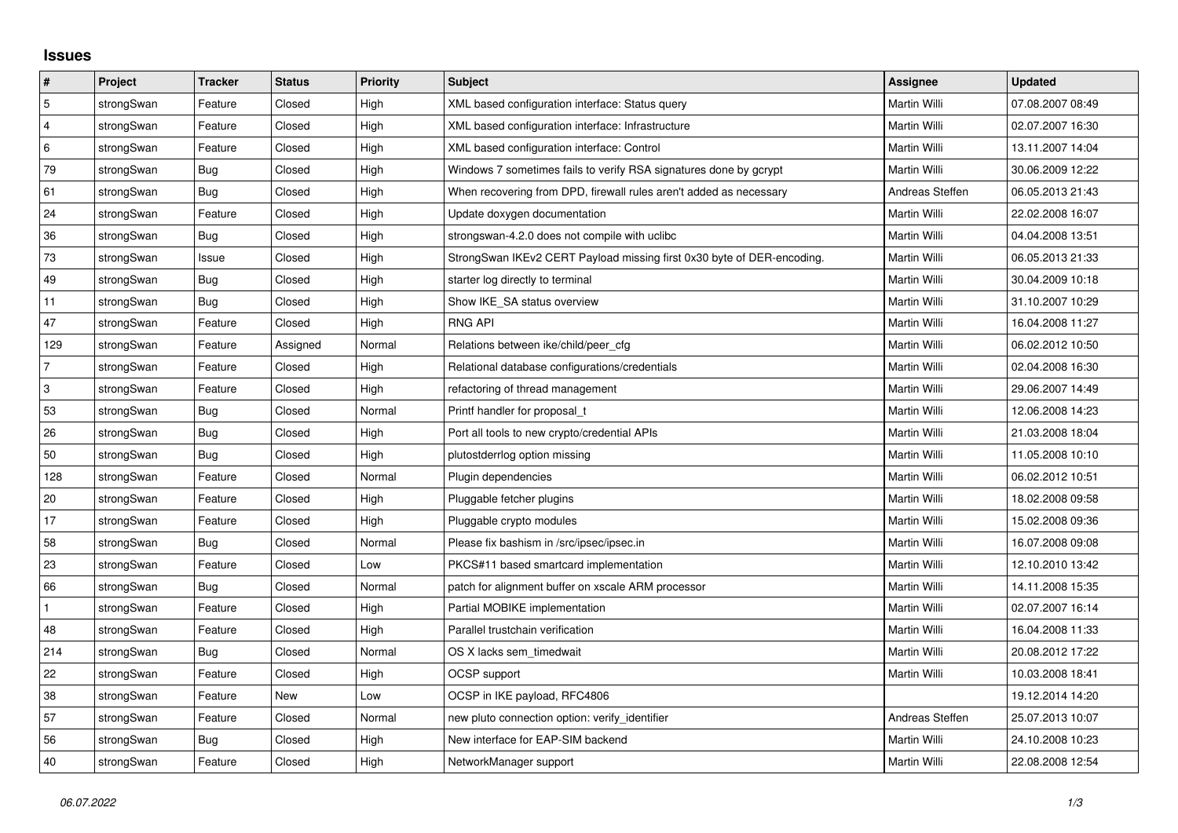# Issues

| # | Project | Tracker | Status | Priority | Subject | Assignee | Updated |
|---|---|---|---|---|---|---|---|
| 5 | strongSwan | Feature | Closed | High | XML based configuration interface: Status query | Martin Willi | 07.08.2007 08:49 |
| 4 | strongSwan | Feature | Closed | High | XML based configuration interface: Infrastructure | Martin Willi | 02.07.2007 16:30 |
| 6 | strongSwan | Feature | Closed | High | XML based configuration interface: Control | Martin Willi | 13.11.2007 14:04 |
| 79 | strongSwan | Bug | Closed | High | Windows 7 sometimes fails to verify RSA signatures done by gcrypt | Martin Willi | 30.06.2009 12:22 |
| 61 | strongSwan | Bug | Closed | High | When recovering from DPD, firewall rules aren't added as necessary | Andreas Steffen | 06.05.2013 21:43 |
| 24 | strongSwan | Feature | Closed | High | Update doxygen documentation | Martin Willi | 22.02.2008 16:07 |
| 36 | strongSwan | Bug | Closed | High | strongswan-4.2.0 does not compile with uclibc | Martin Willi | 04.04.2008 13:51 |
| 73 | strongSwan | Issue | Closed | High | StrongSwan IKEv2 CERT Payload missing first 0x30 byte of DER-encoding. | Martin Willi | 06.05.2013 21:33 |
| 49 | strongSwan | Bug | Closed | High | starter log directly to terminal | Martin Willi | 30.04.2009 10:18 |
| 11 | strongSwan | Bug | Closed | High | Show IKE_SA status overview | Martin Willi | 31.10.2007 10:29 |
| 47 | strongSwan | Feature | Closed | High | RNG API | Martin Willi | 16.04.2008 11:27 |
| 129 | strongSwan | Feature | Assigned | Normal | Relations between ike/child/peer_cfg | Martin Willi | 06.02.2012 10:50 |
| 7 | strongSwan | Feature | Closed | High | Relational database configurations/credentials | Martin Willi | 02.04.2008 16:30 |
| 3 | strongSwan | Feature | Closed | High | refactoring of thread management | Martin Willi | 29.06.2007 14:49 |
| 53 | strongSwan | Bug | Closed | Normal | Printf handler for proposal_t | Martin Willi | 12.06.2008 14:23 |
| 26 | strongSwan | Bug | Closed | High | Port all tools to new crypto/credential APIs | Martin Willi | 21.03.2008 18:04 |
| 50 | strongSwan | Bug | Closed | High | plutostderrlog option missing | Martin Willi | 11.05.2008 10:10 |
| 128 | strongSwan | Feature | Closed | Normal | Plugin dependencies | Martin Willi | 06.02.2012 10:51 |
| 20 | strongSwan | Feature | Closed | High | Pluggable fetcher plugins | Martin Willi | 18.02.2008 09:58 |
| 17 | strongSwan | Feature | Closed | High | Pluggable crypto modules | Martin Willi | 15.02.2008 09:36 |
| 58 | strongSwan | Bug | Closed | Normal | Please fix bashism in /src/ipsec/ipsec.in | Martin Willi | 16.07.2008 09:08 |
| 23 | strongSwan | Feature | Closed | Low | PKCS#11 based smartcard implementation | Martin Willi | 12.10.2010 13:42 |
| 66 | strongSwan | Bug | Closed | Normal | patch for alignment buffer on xscale ARM processor | Martin Willi | 14.11.2008 15:35 |
| 1 | strongSwan | Feature | Closed | High | Partial MOBIKE implementation | Martin Willi | 02.07.2007 16:14 |
| 48 | strongSwan | Feature | Closed | High | Parallel trustchain verification | Martin Willi | 16.04.2008 11:33 |
| 214 | strongSwan | Bug | Closed | Normal | OS X lacks sem_timedwait | Martin Willi | 20.08.2012 17:22 |
| 22 | strongSwan | Feature | Closed | High | OCSP support | Martin Willi | 10.03.2008 18:41 |
| 38 | strongSwan | Feature | New | Low | OCSP in IKE payload, RFC4806 | | 19.12.2014 14:20 |
| 57 | strongSwan | Feature | Closed | Normal | new pluto connection option: verify_identifier | Andreas Steffen | 25.07.2013 10:07 |
| 56 | strongSwan | Bug | Closed | High | New interface for EAP-SIM backend | Martin Willi | 24.10.2008 10:23 |
| 40 | strongSwan | Feature | Closed | High | NetworkManager support | Martin Willi | 22.08.2008 12:54 |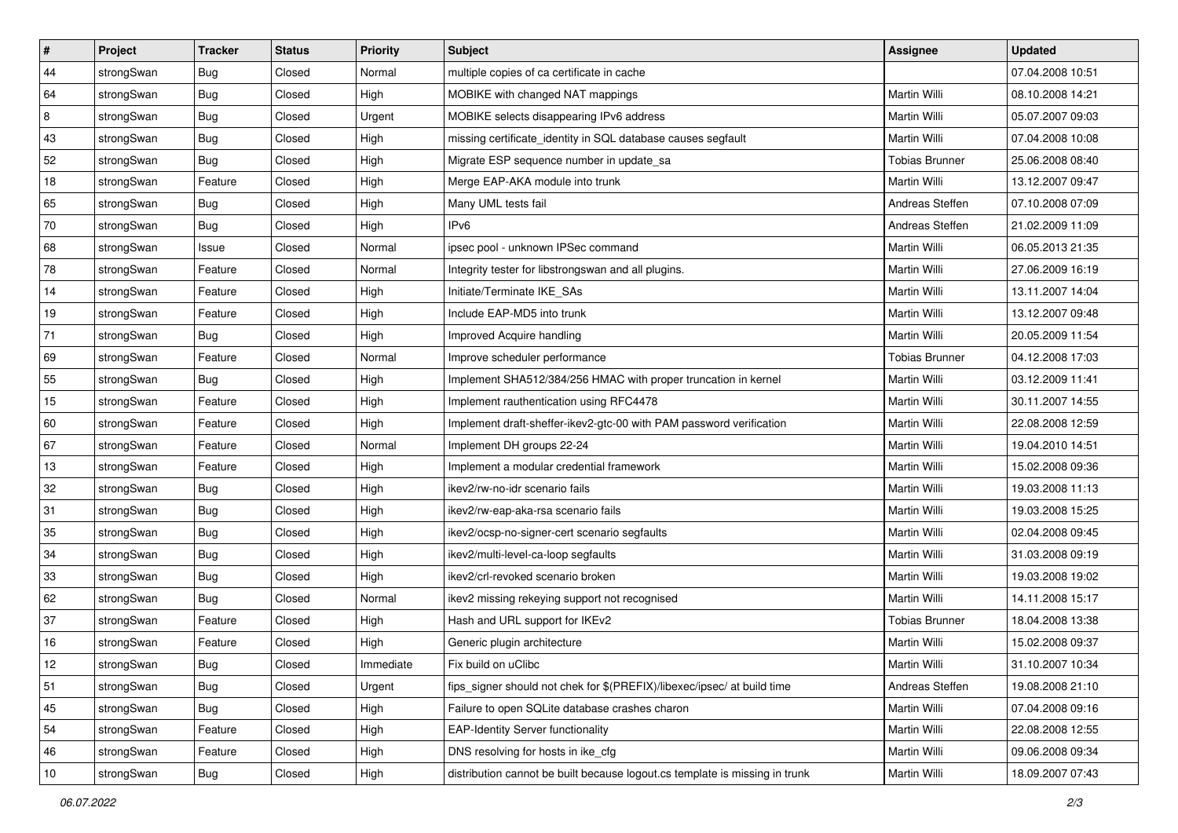| # | Project | Tracker | Status | Priority | Subject | Assignee | Updated |
|---|---|---|---|---|---|---|---|
| 44 | strongSwan | Bug | Closed | Normal | multiple copies of ca certificate in cache | | 07.04.2008 10:51 |
| 64 | strongSwan | Bug | Closed | High | MOBIKE with changed NAT mappings | Martin Willi | 08.10.2008 14:21 |
| 8 | strongSwan | Bug | Closed | Urgent | MOBIKE selects disappearing IPv6 address | Martin Willi | 05.07.2007 09:03 |
| 43 | strongSwan | Bug | Closed | High | missing certificate_identity in SQL database causes segfault | Martin Willi | 07.04.2008 10:08 |
| 52 | strongSwan | Bug | Closed | High | Migrate ESP sequence number in update_sa | Tobias Brunner | 25.06.2008 08:40 |
| 18 | strongSwan | Feature | Closed | High | Merge EAP-AKA module into trunk | Martin Willi | 13.12.2007 09:47 |
| 65 | strongSwan | Bug | Closed | High | Many UML tests fail | Andreas Steffen | 07.10.2008 07:09 |
| 70 | strongSwan | Bug | Closed | High | IPv6 | Andreas Steffen | 21.02.2009 11:09 |
| 68 | strongSwan | Issue | Closed | Normal | ipsec pool - unknown IPSec command | Martin Willi | 06.05.2013 21:35 |
| 78 | strongSwan | Feature | Closed | Normal | Integrity tester for libstrongswan and all plugins. | Martin Willi | 27.06.2009 16:19 |
| 14 | strongSwan | Feature | Closed | High | Initiate/Terminate IKE_SAs | Martin Willi | 13.11.2007 14:04 |
| 19 | strongSwan | Feature | Closed | High | Include EAP-MD5 into trunk | Martin Willi | 13.12.2007 09:48 |
| 71 | strongSwan | Bug | Closed | High | Improved Acquire handling | Martin Willi | 20.05.2009 11:54 |
| 69 | strongSwan | Feature | Closed | Normal | Improve scheduler performance | Tobias Brunner | 04.12.2008 17:03 |
| 55 | strongSwan | Bug | Closed | High | Implement SHA512/384/256 HMAC with proper truncation in kernel | Martin Willi | 03.12.2009 11:41 |
| 15 | strongSwan | Feature | Closed | High | Implement rauthentication using RFC4478 | Martin Willi | 30.11.2007 14:55 |
| 60 | strongSwan | Feature | Closed | High | Implement draft-sheffer-ikev2-gtc-00 with PAM password verification | Martin Willi | 22.08.2008 12:59 |
| 67 | strongSwan | Feature | Closed | Normal | Implement DH groups 22-24 | Martin Willi | 19.04.2010 14:51 |
| 13 | strongSwan | Feature | Closed | High | Implement a modular credential framework | Martin Willi | 15.02.2008 09:36 |
| 32 | strongSwan | Bug | Closed | High | ikev2/rw-no-idr scenario fails | Martin Willi | 19.03.2008 11:13 |
| 31 | strongSwan | Bug | Closed | High | ikev2/rw-eap-aka-rsa scenario fails | Martin Willi | 19.03.2008 15:25 |
| 35 | strongSwan | Bug | Closed | High | ikev2/ocsp-no-signer-cert scenario segfaults | Martin Willi | 02.04.2008 09:45 |
| 34 | strongSwan | Bug | Closed | High | ikev2/multi-level-ca-loop segfaults | Martin Willi | 31.03.2008 09:19 |
| 33 | strongSwan | Bug | Closed | High | ikev2/crl-revoked scenario broken | Martin Willi | 19.03.2008 19:02 |
| 62 | strongSwan | Bug | Closed | Normal | ikev2 missing rekeying support not recognised | Martin Willi | 14.11.2008 15:17 |
| 37 | strongSwan | Feature | Closed | High | Hash and URL support for IKEv2 | Tobias Brunner | 18.04.2008 13:38 |
| 16 | strongSwan | Feature | Closed | High | Generic plugin architecture | Martin Willi | 15.02.2008 09:37 |
| 12 | strongSwan | Bug | Closed | Immediate | Fix build on uClibc | Martin Willi | 31.10.2007 10:34 |
| 51 | strongSwan | Bug | Closed | Urgent | fips_signer should not chek for $(PREFIX)/libexec/ipsec/ at build time | Andreas Steffen | 19.08.2008 21:10 |
| 45 | strongSwan | Bug | Closed | High | Failure to open SQLite database crashes charon | Martin Willi | 07.04.2008 09:16 |
| 54 | strongSwan | Feature | Closed | High | EAP-Identity Server functionality | Martin Willi | 22.08.2008 12:55 |
| 46 | strongSwan | Feature | Closed | High | DNS resolving for hosts in ike_cfg | Martin Willi | 09.06.2008 09:34 |
| 10 | strongSwan | Bug | Closed | High | distribution cannot be built because logout.cs template is missing in trunk | Martin Willi | 18.09.2007 07:43 |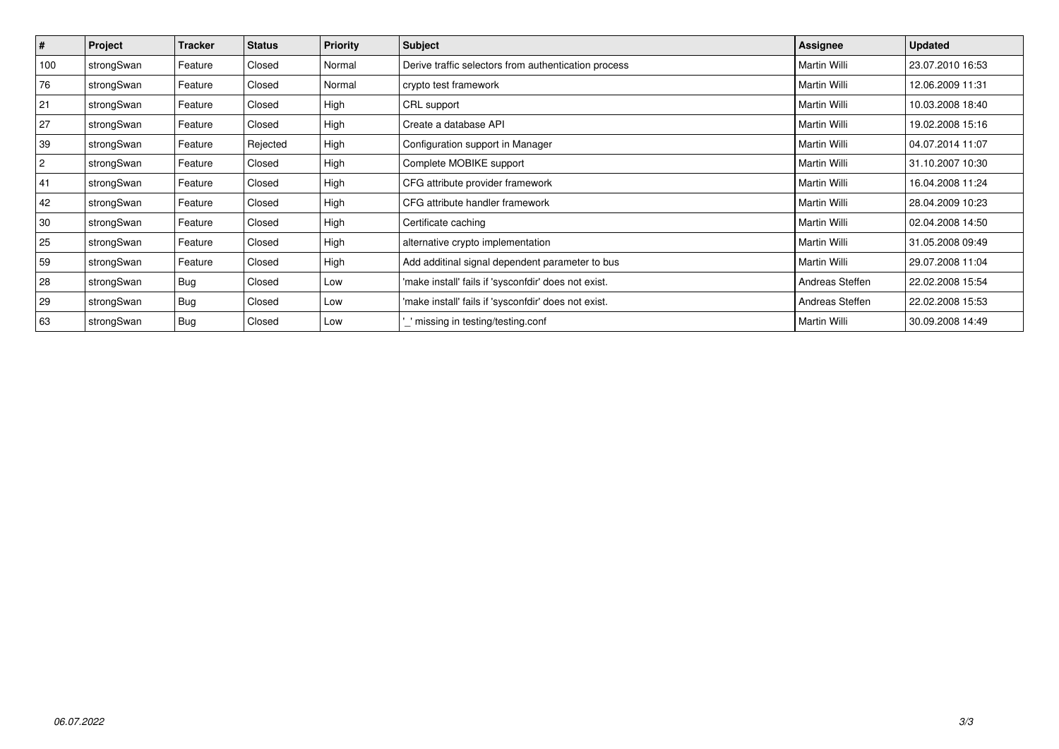| # | Project | Tracker | Status | Priority | Subject | Assignee | Updated |
|---|---|---|---|---|---|---|---|
| 100 | strongSwan | Feature | Closed | Normal | Derive traffic selectors from authentication process | Martin Willi | 23.07.2010 16:53 |
| 76 | strongSwan | Feature | Closed | Normal | crypto test framework | Martin Willi | 12.06.2009 11:31 |
| 21 | strongSwan | Feature | Closed | High | CRL support | Martin Willi | 10.03.2008 18:40 |
| 27 | strongSwan | Feature | Closed | High | Create a database API | Martin Willi | 19.02.2008 15:16 |
| 39 | strongSwan | Feature | Rejected | High | Configuration support in Manager | Martin Willi | 04.07.2014 11:07 |
| 2 | strongSwan | Feature | Closed | High | Complete MOBIKE support | Martin Willi | 31.10.2007 10:30 |
| 41 | strongSwan | Feature | Closed | High | CFG attribute provider framework | Martin Willi | 16.04.2008 11:24 |
| 42 | strongSwan | Feature | Closed | High | CFG attribute handler framework | Martin Willi | 28.04.2009 10:23 |
| 30 | strongSwan | Feature | Closed | High | Certificate caching | Martin Willi | 02.04.2008 14:50 |
| 25 | strongSwan | Feature | Closed | High | alternative crypto implementation | Martin Willi | 31.05.2008 09:49 |
| 59 | strongSwan | Feature | Closed | High | Add additinal signal dependent parameter to bus | Martin Willi | 29.07.2008 11:04 |
| 28 | strongSwan | Bug | Closed | Low | 'make install' fails if 'sysconfdir' does not exist. | Andreas Steffen | 22.02.2008 15:54 |
| 29 | strongSwan | Bug | Closed | Low | 'make install' fails if 'sysconfdir' does not exist. | Andreas Steffen | 22.02.2008 15:53 |
| 63 | strongSwan | Bug | Closed | Low | '_' missing in testing/testing.conf | Martin Willi | 30.09.2008 14:49 |